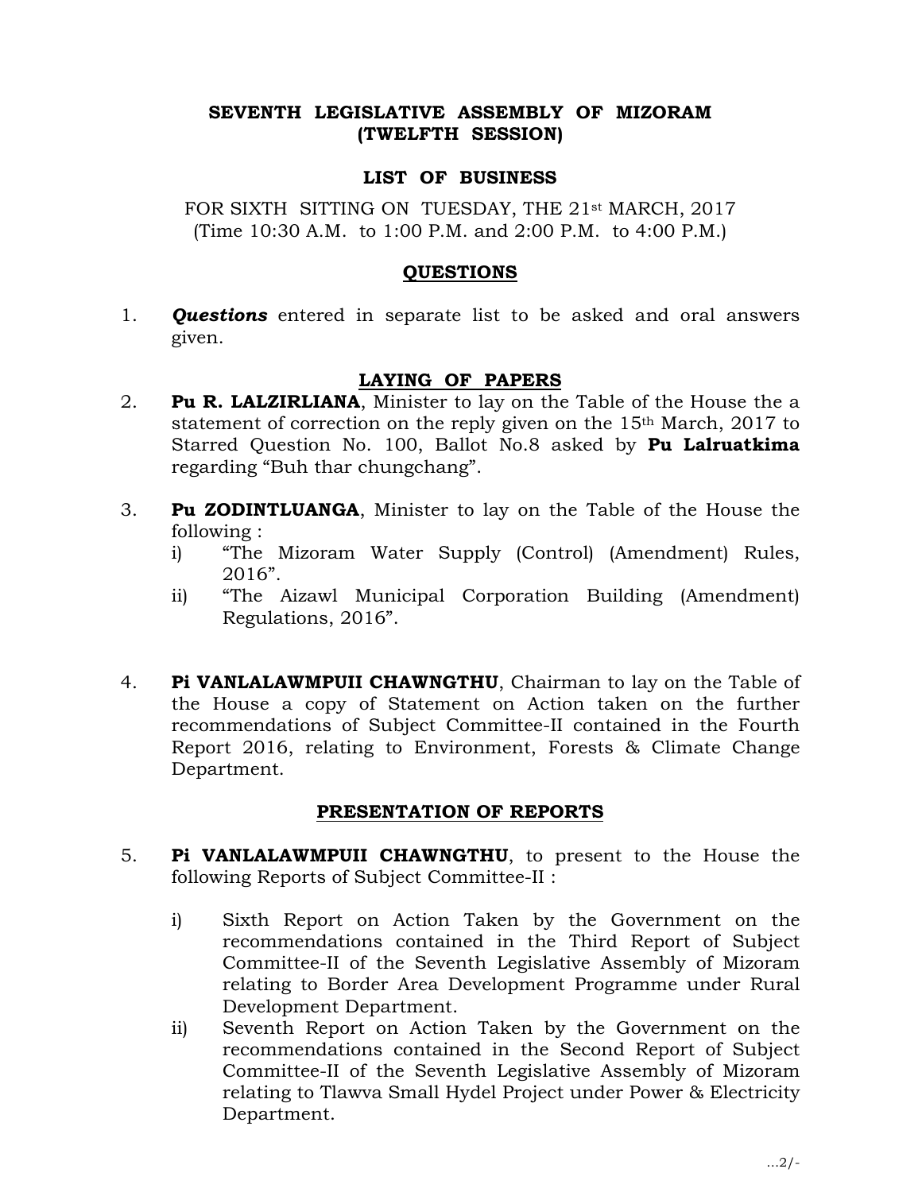**SEVENTH LEGISLATIVE ASSEMBLY OF MIZORAM**
**(TWELFTH SESSION)**

**LIST OF BUSINESS**

FOR SIXTH SITTING ON TUESDAY, THE 21st MARCH, 2017
(Time 10:30 A.M. to 1:00 P.M. and 2:00 P.M. to 4:00 P.M.)

## QUESTIONS

1. ***Questions*** entered in separate list to be asked and oral answers given.

## LAYING OF PAPERS

2. **Pu R. LALZIRLIANA**, Minister to lay on the Table of the House the a statement of correction on the reply given on the 15th March, 2017 to Starred Question No. 100, Ballot No.8 asked by **Pu Lalruatkima** regarding "Buh thar chungchang".

3. **Pu ZODINTLUANGA**, Minister to lay on the Table of the House the following :
   i) "The Mizoram Water Supply (Control) (Amendment) Rules, 2016".
   ii) "The Aizawl Municipal Corporation Building (Amendment) Regulations, 2016".

4. **Pi VANLALAWMPUII CHAWNGTHU**, Chairman to lay on the Table of the House a copy of Statement on Action taken on the further recommendations of Subject Committee-II contained in the Fourth Report 2016, relating to Environment, Forests & Climate Change Department.

## PRESENTATION OF REPORTS

5. **Pi VANLALAWMPUII CHAWNGTHU**, to present to the House the following Reports of Subject Committee-II :

   i) Sixth Report on Action Taken by the Government on the recommendations contained in the Third Report of Subject Committee-II of the Seventh Legislative Assembly of Mizoram relating to Border Area Development Programme under Rural Development Department.
   ii) Seventh Report on Action Taken by the Government on the recommendations contained in the Second Report of Subject Committee-II of the Seventh Legislative Assembly of Mizoram relating to Tlawva Small Hydel Project under Power & Electricity Department.

...2/-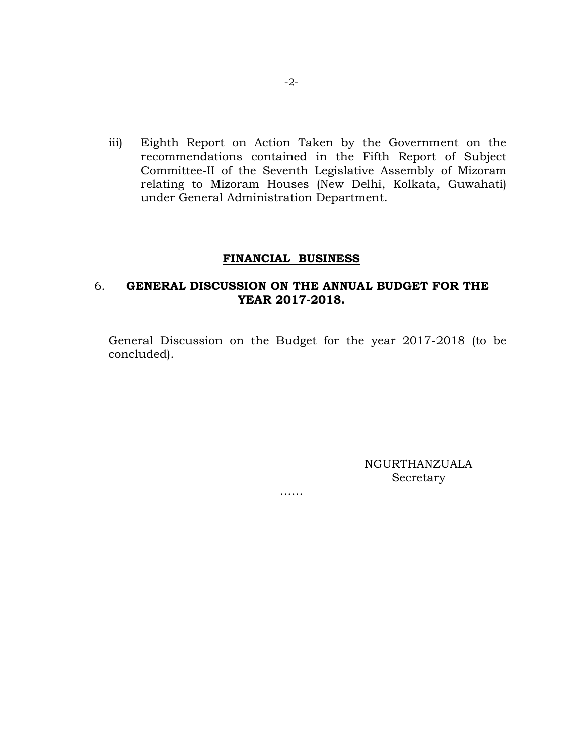iii) Eighth Report on Action Taken by the Government on the recommendations contained in the Fifth Report of Subject Committee-II of the Seventh Legislative Assembly of Mizoram relating to Mizoram Houses (New Delhi, Kolkata, Guwahati) under General Administration Department.

## FINANCIAL BUSINESS

### 6. GENERAL DISCUSSION ON THE ANNUAL BUDGET FOR THE YEAR 2017-2018.

General Discussion on the Budget for the year 2017-2018 (to be concluded).

NGURTHANZUALA
Secretary

……